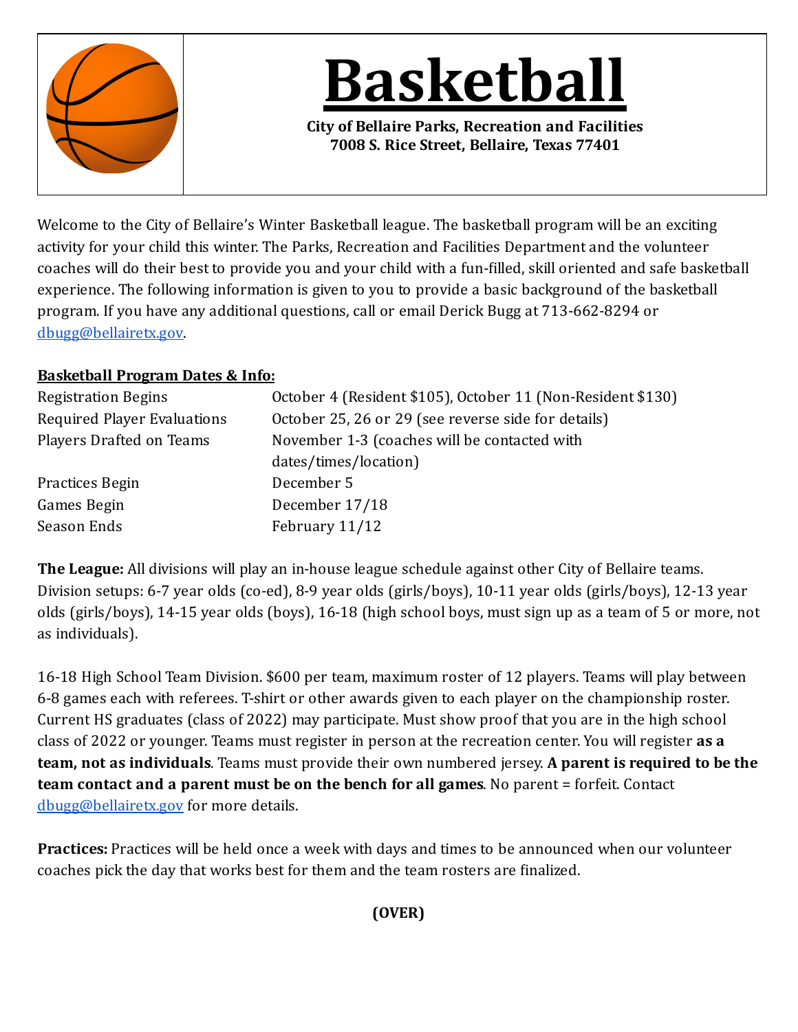# Basketball

**City of Bellaire Parks, Recreation and Facilities**
**7008 S. Rice Street, Bellaire, Texas 77401**

Welcome to the City of Bellaire's Winter Basketball league. The basketball program will be an exciting activity for your child this winter. The Parks, Recreation and Facilities Department and the volunteer coaches will do their best to provide you and your child with a fun-filled, skill oriented and safe basketball experience. The following information is given to you to provide a basic background of the basketball program. If you have any additional questions, call or email Derick Bugg at 713-662-8294 or dbugg@bellairetx.gov.

**Basketball Program Dates & Info:**

| | |
|---|---|
| Registration Begins | October 4 (Resident $105), October 11 (Non-Resident $130) |
| Required Player Evaluations | October 25, 26 or 29 (see reverse side for details) |
| Players Drafted on Teams | November 1-3 (coaches will be contacted with dates/times/location) |
| Practices Begin | December 5 |
| Games Begin | December 17/18 |
| Season Ends | February 11/12 |

**The League:** All divisions will play an in-house league schedule against other City of Bellaire teams. Division setups: 6-7 year olds (co-ed), 8-9 year olds (girls/boys), 10-11 year olds (girls/boys), 12-13 year olds (girls/boys), 14-15 year olds (boys), 16-18 (high school boys, must sign up as a team of 5 or more, not as individuals).

16-18 High School Team Division. $600 per team, maximum roster of 12 players. Teams will play between 6-8 games each with referees. T-shirt or other awards given to each player on the championship roster. Current HS graduates (class of 2022) may participate. Must show proof that you are in the high school class of 2022 or younger. Teams must register in person at the recreation center. You will register **as a team, not as individuals**. Teams must provide their own numbered jersey. **A parent is required to be the team contact and a parent must be on the bench for all games**. No parent = forfeit. Contact dbugg@bellairetx.gov for more details.

**Practices:** Practices will be held once a week with days and times to be announced when our volunteer coaches pick the day that works best for them and the team rosters are finalized.

**(OVER)**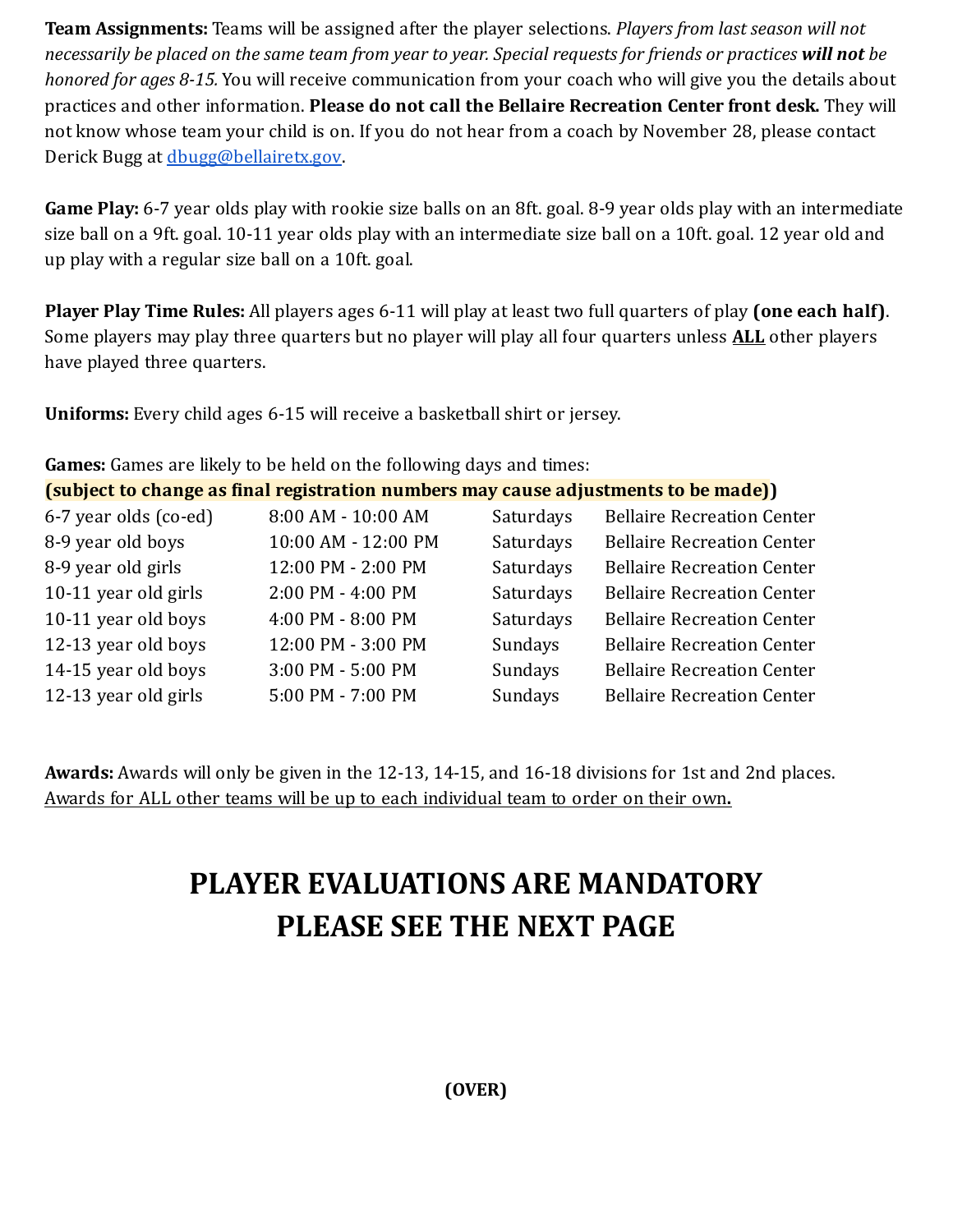**Team Assignments:** Teams will be assigned after the player selections. *Players from last season will not necessarily be placed on the same team from year to year. Special requests for friends or practices **will not** be honored for ages 8-15.* You will receive communication from your coach who will give you the details about practices and other information. **Please do not call the Bellaire Recreation Center front desk.** They will not know whose team your child is on. If you do not hear from a coach by November 28, please contact Derick Bugg at [dbugg@bellairetx.gov](mailto:dbugg@bellairetx.gov).

**Game Play:** 6-7 year olds play with rookie size balls on an 8ft. goal. 8-9 year olds play with an intermediate size ball on a 9ft. goal. 10-11 year olds play with an intermediate size ball on a 10ft. goal. 12 year old and up play with a regular size ball on a 10ft. goal.

**Player Play Time Rules:** All players ages 6-11 will play at least two full quarters of play **(one each half)**. Some players may play three quarters but no player will play all four quarters unless **ALL** other players have played three quarters.

**Uniforms:** Every child ages 6-15 will receive a basketball shirt or jersey.

**Games:** Games are likely to be held on the following days and times:
**(subject to change as final registration numbers may cause adjustments to be made))**

| | | | |
|---|---|---|---|
| 6-7 year olds (co-ed) | 8:00 AM - 10:00 AM | Saturdays | Bellaire Recreation Center |
| 8-9 year old boys | 10:00 AM - 12:00 PM | Saturdays | Bellaire Recreation Center |
| 8-9 year old girls | 12:00 PM - 2:00 PM | Saturdays | Bellaire Recreation Center |
| 10-11 year old girls | 2:00 PM - 4:00 PM | Saturdays | Bellaire Recreation Center |
| 10-11 year old boys | 4:00 PM - 8:00 PM | Saturdays | Bellaire Recreation Center |
| 12-13 year old boys | 12:00 PM - 3:00 PM | Sundays | Bellaire Recreation Center |
| 14-15 year old boys | 3:00 PM - 5:00 PM | Sundays | Bellaire Recreation Center |
| 12-13 year old girls | 5:00 PM - 7:00 PM | Sundays | Bellaire Recreation Center |

**Awards:** Awards will only be given in the 12-13, 14-15, and 16-18 divisions for 1st and 2nd places. Awards for ALL other teams will be up to each individual team to order on their own**.**

# PLAYER EVALUATIONS ARE MANDATORY
# PLEASE SEE THE NEXT PAGE

**(OVER)**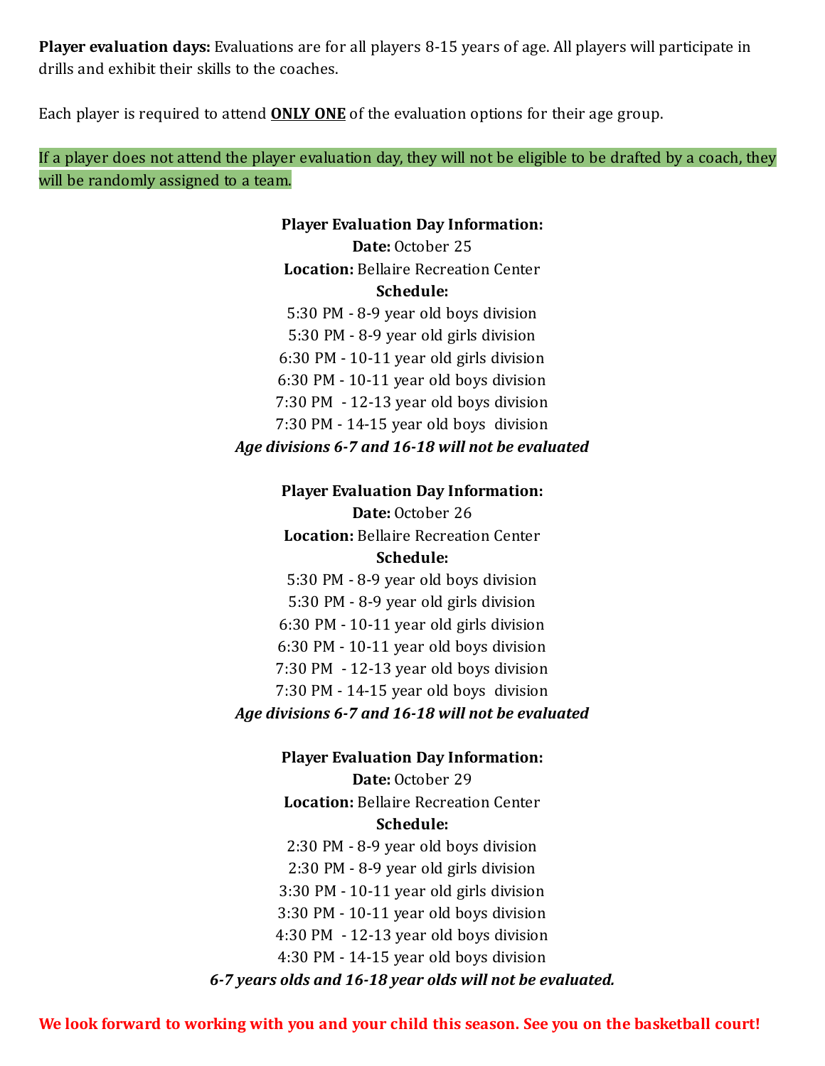**Player evaluation days:** Evaluations are for all players 8-15 years of age. All players will participate in drills and exhibit their skills to the coaches.

Each player is required to attend **ONLY ONE** of the evaluation options for their age group.

If a player does not attend the player evaluation day, they will not be eligible to be drafted by a coach, they will be randomly assigned to a team.

**Player Evaluation Day Information:**
**Date:** October 25
**Location:** Bellaire Recreation Center
**Schedule:**
5:30 PM - 8-9 year old boys division
5:30 PM - 8-9 year old girls division
6:30 PM - 10-11 year old girls division
6:30 PM - 10-11 year old boys division
7:30 PM - 12-13 year old boys division
7:30 PM - 14-15 year old boys division
***Age divisions 6-7 and 16-18 will not be evaluated***

**Player Evaluation Day Information:**
**Date:** October 26
**Location:** Bellaire Recreation Center
**Schedule:**
5:30 PM - 8-9 year old boys division
5:30 PM - 8-9 year old girls division
6:30 PM - 10-11 year old girls division
6:30 PM - 10-11 year old boys division
7:30 PM - 12-13 year old boys division
7:30 PM - 14-15 year old boys division
***Age divisions 6-7 and 16-18 will not be evaluated***

**Player Evaluation Day Information:**
**Date:** October 29
**Location:** Bellaire Recreation Center
**Schedule:**
2:30 PM - 8-9 year old boys division
2:30 PM - 8-9 year old girls division
3:30 PM - 10-11 year old girls division
3:30 PM - 10-11 year old boys division
4:30 PM - 12-13 year old boys division
4:30 PM - 14-15 year old boys division
***6-7 years olds and 16-18 year olds will not be evaluated.***

**We look forward to working with you and your child this season. See you on the basketball court!**